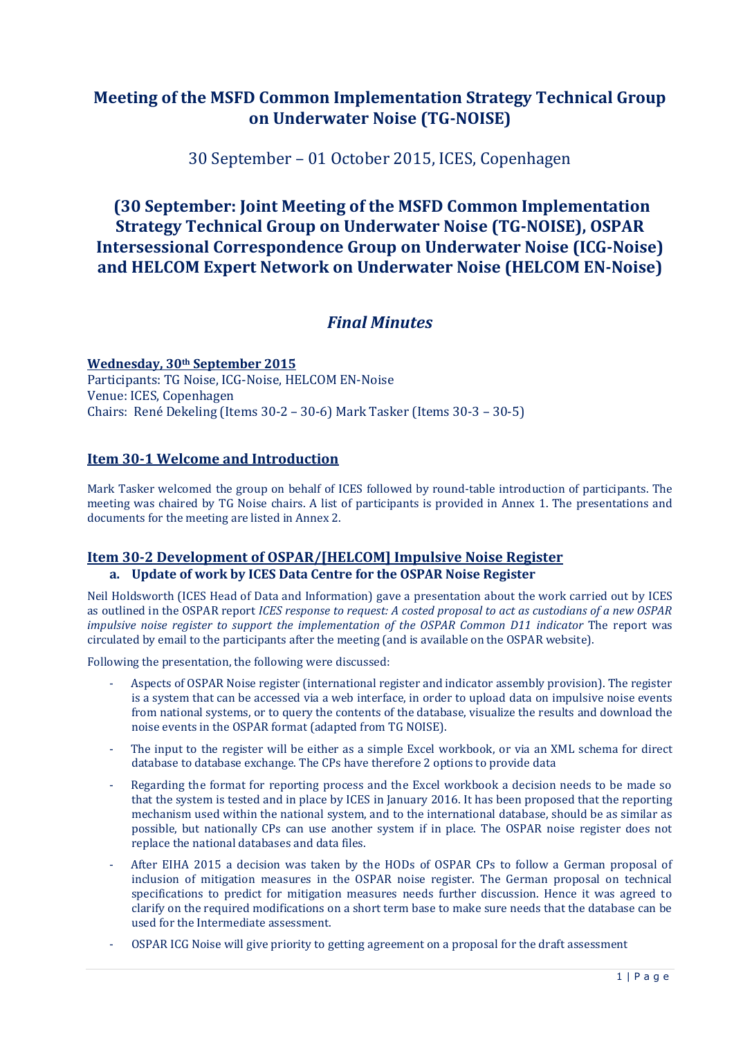# Meeting of the MSFD Common Implementation Strategy Technical Group on Underwater Noise (TG-NOISE)

30 September – 01 October 2015, ICES, Copenhagen

# (30 September: Joint Meeting of the MSFD Common Implementation Strategy Technical Group on Underwater Noise (TG-NOISE), OSPAR Intersessional Correspondence Group on Underwater Noise (ICG-Noise) and HELCOM Expert Network on Underwater Noise (HELCOM EN-Noise)

## *Final Minutes*

**Wednesday, 30th September 2015**
Participants: TG Noise, ICG-Noise, HELCOM EN-Noise
Venue: ICES, Copenhagen
Chairs: René Dekeling (Items 30-2 – 30-6) Mark Tasker (Items 30-3 – 30-5)

## Item 30-1 Welcome and Introduction

Mark Tasker welcomed the group on behalf of ICES followed by round-table introduction of participants. The meeting was chaired by TG Noise chairs. A list of participants is provided in Annex 1. The presentations and documents for the meeting are listed in Annex 2.

## Item 30-2 Development of OSPAR/[HELCOM] Impulsive Noise Register

### a. Update of work by ICES Data Centre for the OSPAR Noise Register

Neil Holdsworth (ICES Head of Data and Information) gave a presentation about the work carried out by ICES as outlined in the OSPAR report *ICES response to request: A costed proposal to act as custodians of a new OSPAR impulsive noise register to support the implementation of the OSPAR Common D11 indicator* The report was circulated by email to the participants after the meeting (and is available on the OSPAR website).

Following the presentation, the following were discussed:

- Aspects of OSPAR Noise register (international register and indicator assembly provision). The register is a system that can be accessed via a web interface, in order to upload data on impulsive noise events from national systems, or to query the contents of the database, visualize the results and download the noise events in the OSPAR format (adapted from TG NOISE).
- The input to the register will be either as a simple Excel workbook, or via an XML schema for direct database to database exchange. The CPs have therefore 2 options to provide data
- Regarding the format for reporting process and the Excel workbook a decision needs to be made so that the system is tested and in place by ICES in January 2016. It has been proposed that the reporting mechanism used within the national system, and to the international database, should be as similar as possible, but nationally CPs can use another system if in place. The OSPAR noise register does not replace the national databases and data files.
- After EIHA 2015 a decision was taken by the HODs of OSPAR CPs to follow a German proposal of inclusion of mitigation measures in the OSPAR noise register. The German proposal on technical specifications to predict for mitigation measures needs further discussion. Hence it was agreed to clarify on the required modifications on a short term base to make sure needs that the database can be used for the Intermediate assessment.
- OSPAR ICG Noise will give priority to getting agreement on a proposal for the draft assessment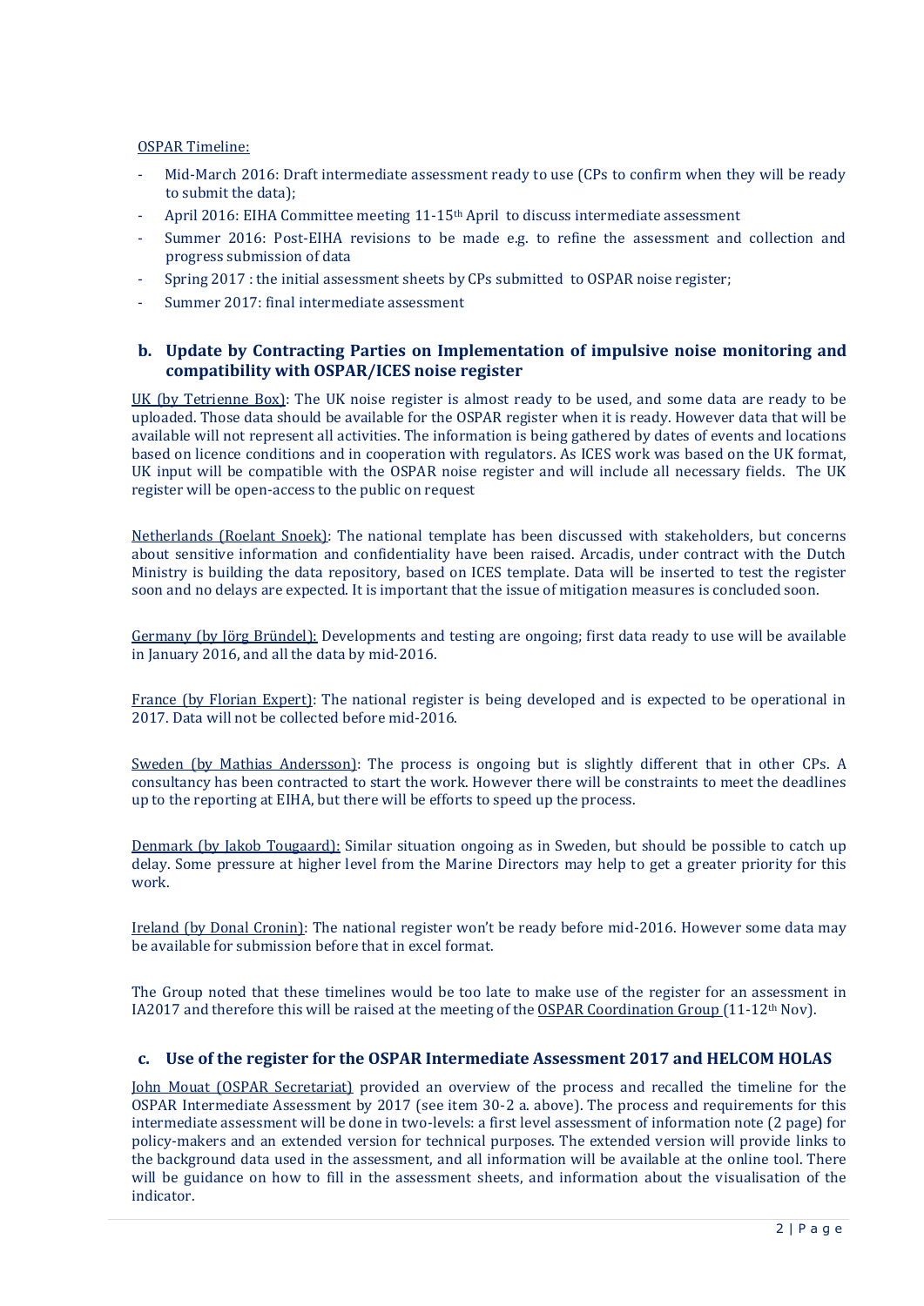OSPAR Timeline:

- Mid-March 2016: Draft intermediate assessment ready to use (CPs to confirm when they will be ready to submit the data);
- April 2016: EIHA Committee meeting 11-15th April to discuss intermediate assessment
- Summer 2016: Post-EIHA revisions to be made e.g. to refine the assessment and collection and progress submission of data
- Spring 2017 : the initial assessment sheets by CPs submitted to OSPAR noise register;
- Summer 2017: final intermediate assessment

### b. Update by Contracting Parties on Implementation of impulsive noise monitoring and compatibility with OSPAR/ICES noise register

UK (by Tetrienne Box): The UK noise register is almost ready to be used, and some data are ready to be uploaded. Those data should be available for the OSPAR register when it is ready. However data that will be available will not represent all activities. The information is being gathered by dates of events and locations based on licence conditions and in cooperation with regulators. As ICES work was based on the UK format, UK input will be compatible with the OSPAR noise register and will include all necessary fields. The UK register will be open-access to the public on request

Netherlands (Roelant Snoek): The national template has been discussed with stakeholders, but concerns about sensitive information and confidentiality have been raised. Arcadis, under contract with the Dutch Ministry is building the data repository, based on ICES template. Data will be inserted to test the register soon and no delays are expected. It is important that the issue of mitigation measures is concluded soon.

Germany (by Jörg Bründel): Developments and testing are ongoing; first data ready to use will be available in January 2016, and all the data by mid-2016.

France (by Florian Expert): The national register is being developed and is expected to be operational in 2017. Data will not be collected before mid-2016.

Sweden (by Mathias Andersson): The process is ongoing but is slightly different that in other CPs. A consultancy has been contracted to start the work. However there will be constraints to meet the deadlines up to the reporting at EIHA, but there will be efforts to speed up the process.

Denmark (by Jakob Tougaard): Similar situation ongoing as in Sweden, but should be possible to catch up delay. Some pressure at higher level from the Marine Directors may help to get a greater priority for this work.

Ireland (by Donal Cronin): The national register won't be ready before mid-2016. However some data may be available for submission before that in excel format.

The Group noted that these timelines would be too late to make use of the register for an assessment in IA2017 and therefore this will be raised at the meeting of the OSPAR Coordination Group (11-12th Nov).

### c. Use of the register for the OSPAR Intermediate Assessment 2017 and HELCOM HOLAS

John Mouat (OSPAR Secretariat) provided an overview of the process and recalled the timeline for the OSPAR Intermediate Assessment by 2017 (see item 30-2 a. above). The process and requirements for this intermediate assessment will be done in two-levels: a first level assessment of information note (2 page) for policy-makers and an extended version for technical purposes. The extended version will provide links to the background data used in the assessment, and all information will be available at the online tool. There will be guidance on how to fill in the assessment sheets, and information about the visualisation of the indicator.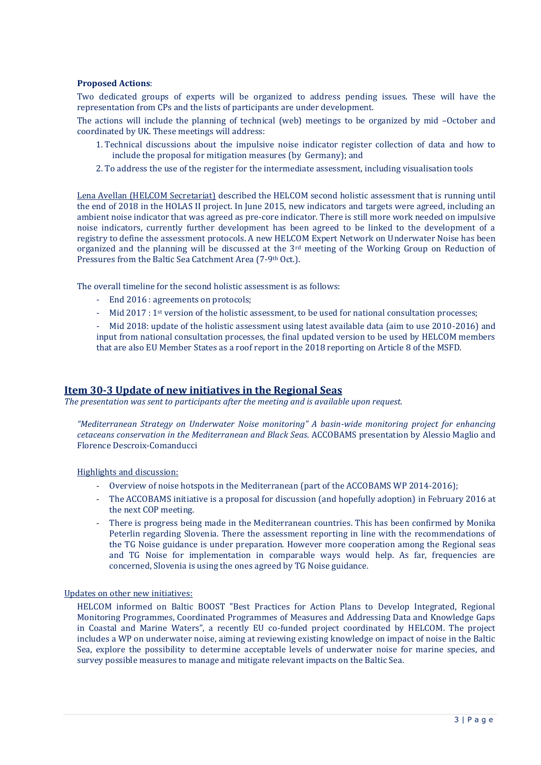**Proposed Actions**:

Two dedicated groups of experts will be organized to address pending issues. These will have the representation from CPs and the lists of participants are under development.

The actions will include the planning of technical (web) meetings to be organized by mid –October and coordinated by UK. These meetings will address:

1. Technical discussions about the impulsive noise indicator register collection of data and how to include the proposal for mitigation measures (by Germany); and
2. To address the use of the register for the intermediate assessment, including visualisation tools

Lena Avellan (HELCOM Secretariat) described the HELCOM second holistic assessment that is running until the end of 2018 in the HOLAS II project. In June 2015, new indicators and targets were agreed, including an ambient noise indicator that was agreed as pre-core indicator. There is still more work needed on impulsive noise indicators, currently further development has been agreed to be linked to the development of a registry to define the assessment protocols. A new HELCOM Expert Network on Underwater Noise has been organized and the planning will be discussed at the 3rd meeting of the Working Group on Reduction of Pressures from the Baltic Sea Catchment Area (7-9th Oct.).

The overall timeline for the second holistic assessment is as follows:

- End 2016 : agreements on protocols;
- Mid 2017 : 1st version of the holistic assessment, to be used for national consultation processes;
- Mid 2018: update of the holistic assessment using latest available data (aim to use 2010-2016) and input from national consultation processes, the final updated version to be used by HELCOM members that are also EU Member States as a roof report in the 2018 reporting on Article 8 of the MSFD.

## Item 30-3 Update of new initiatives in the Regional Seas

*The presentation was sent to participants after the meeting and is available upon request.*

*"Mediterranean Strategy on Underwater Noise monitoring" A basin-wide monitoring project for enhancing cetaceans conservation in the Mediterranean and Black Seas.* ACCOBAMS presentation by Alessio Maglio and Florence Descroix-Comanducci

Highlights and discussion:

- Overview of noise hotspots in the Mediterranean (part of the ACCOBAMS WP 2014-2016);
- The ACCOBAMS initiative is a proposal for discussion (and hopefully adoption) in February 2016 at the next COP meeting.
- There is progress being made in the Mediterranean countries. This has been confirmed by Monika Peterlin regarding Slovenia. There the assessment reporting in line with the recommendations of the TG Noise guidance is under preparation. However more cooperation among the Regional seas and TG Noise for implementation in comparable ways would help. As far, frequencies are concerned, Slovenia is using the ones agreed by TG Noise guidance.

Updates on other new initiatives:

HELCOM informed on Baltic BOOST "Best Practices for Action Plans to Develop Integrated, Regional Monitoring Programmes, Coordinated Programmes of Measures and Addressing Data and Knowledge Gaps in Coastal and Marine Waters", a recently EU co-funded project coordinated by HELCOM. The project includes a WP on underwater noise, aiming at reviewing existing knowledge on impact of noise in the Baltic Sea, explore the possibility to determine acceptable levels of underwater noise for marine species, and survey possible measures to manage and mitigate relevant impacts on the Baltic Sea.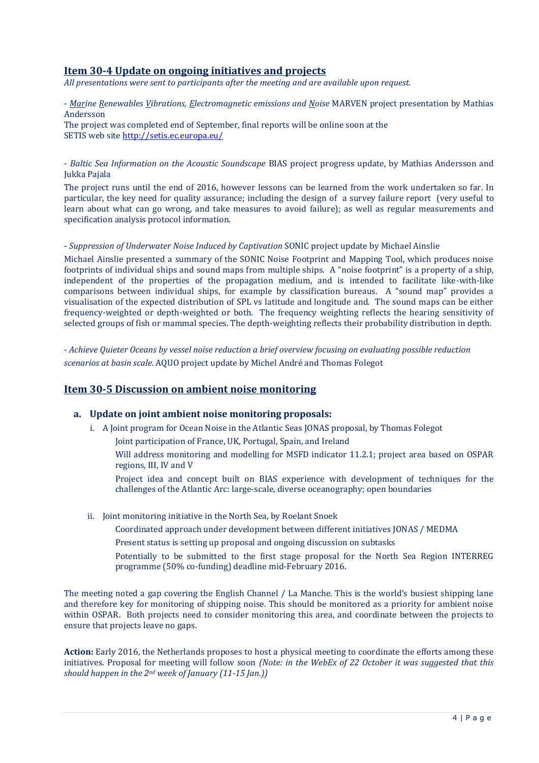## Item 30-4 Update on ongoing initiatives and projects

*All presentations were sent to participants after the meeting and are available upon request.*

- *Marine Renewables Vibrations, Electromagnetic emissions and Noise* MARVEN project presentation by Mathias Andersson

The project was completed end of September, final reports will be online soon at the SETIS web site http://setis.ec.europa.eu/

- *Baltic Sea Information on the Acoustic Soundscape* BIAS project progress update, by Mathias Andersson and Jukka Pajala

The project runs until the end of 2016, however lessons can be learned from the work undertaken so far. In particular, the key need for quality assurance; including the design of a survey failure report (very useful to learn about what can go wrong, and take measures to avoid failure); as well as regular measurements and specification analysis protocol information.

- *Suppression of Underwater Noise Induced by Captivation* SONIC project update by Michael Ainslie

Michael Ainslie presented a summary of the SONIC Noise Footprint and Mapping Tool, which produces noise footprints of individual ships and sound maps from multiple ships. A "noise footprint" is a property of a ship, independent of the properties of the propagation medium, and is intended to facilitate like-with-like comparisons between individual ships, for example by classification bureaus. A "sound map" provides a visualisation of the expected distribution of SPL vs latitude and longitude and. The sound maps can be either frequency-weighted or depth-weighted or both. The frequency weighting reflects the hearing sensitivity of selected groups of fish or mammal species. The depth-weighting reflects their probability distribution in depth.

- *Achieve Quieter Oceans by vessel noise reduction a brief overview focusing on evaluating possible reduction scenarios at basin scale.* AQUO project update by Michel André and Thomas Folegot

## Item 30-5 Discussion on ambient noise monitoring

### a. Update on joint ambient noise monitoring proposals:

i. A Joint program for Ocean Noise in the Atlantic Seas JONAS proposal, by Thomas Folegot

Joint participation of France, UK, Portugal, Spain, and Ireland

Will address monitoring and modelling for MSFD indicator 11.2.1; project area based on OSPAR regions, III, IV and V

Project idea and concept built on BIAS experience with development of techniques for the challenges of the Atlantic Arc: large-scale, diverse oceanography; open boundaries

ii. Joint monitoring initiative in the North Sea, by Roelant Snoek

Coordinated approach under development between different initiatives JONAS / MEDMA

Present status is setting up proposal and ongoing discussion on subtasks

Potentially to be submitted to the first stage proposal for the North Sea Region INTERREG programme (50% co-funding) deadline mid-February 2016.

The meeting noted a gap covering the English Channel / La Manche. This is the world's busiest shipping lane and therefore key for monitoring of shipping noise. This should be monitored as a priority for ambient noise within OSPAR. Both projects need to consider monitoring this area, and coordinate between the projects to ensure that projects leave no gaps.

**Action:** Early 2016, the Netherlands proposes to host a physical meeting to coordinate the efforts among these initiatives. Proposal for meeting will follow soon *(Note: in the WebEx of 22 October it was suggested that this should happen in the 2nd week of January (11-15 Jan.))*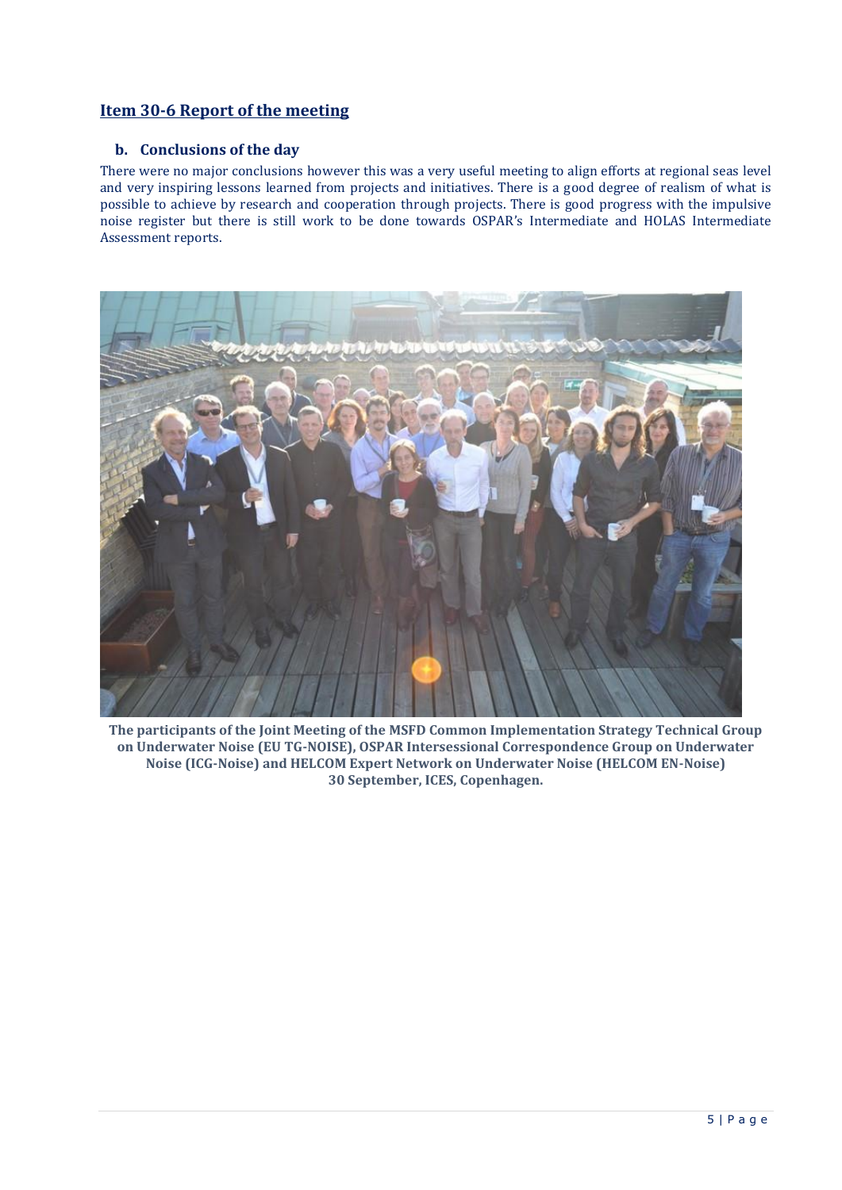## Item 30-6 Report of the meeting

### b. Conclusions of the day

There were no major conclusions however this was a very useful meeting to align efforts at regional seas level and very inspiring lessons learned from projects and initiatives. There is a good degree of realism of what is possible to achieve by research and cooperation through projects. There is good progress with the impulsive noise register but there is still work to be done towards OSPAR's Intermediate and HOLAS Intermediate Assessment reports.

**The participants of the Joint Meeting of the MSFD Common Implementation Strategy Technical Group on Underwater Noise (EU TG-NOISE), OSPAR Intersessional Correspondence Group on Underwater Noise (ICG-Noise) and HELCOM Expert Network on Underwater Noise (HELCOM EN-Noise) 30 September, ICES, Copenhagen.**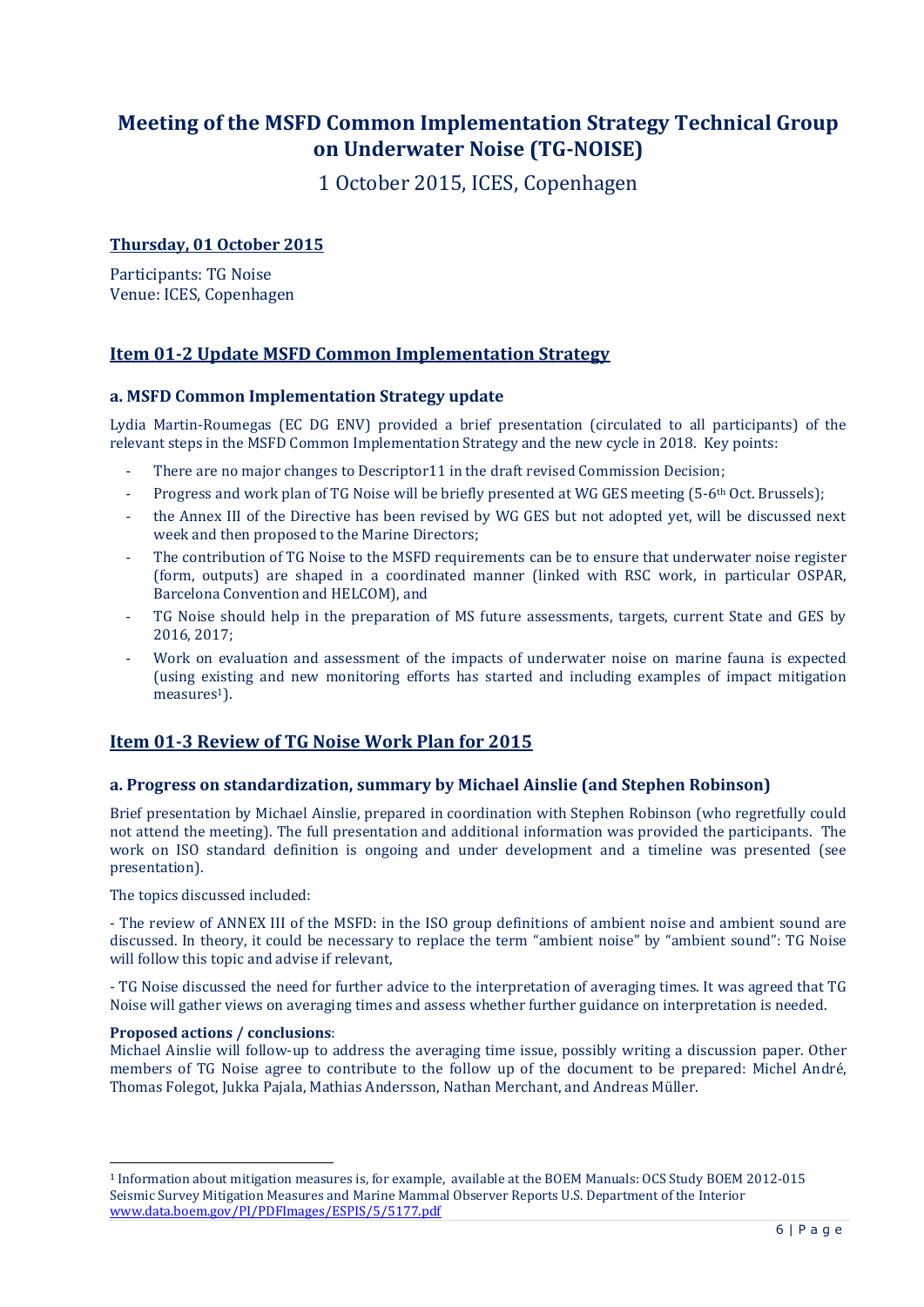# Meeting of the MSFD Common Implementation Strategy Technical Group on Underwater Noise (TG-NOISE)

1 October 2015, ICES, Copenhagen

## Thursday, 01 October 2015

Participants: TG Noise
Venue: ICES, Copenhagen

## Item 01-2 Update MSFD Common Implementation Strategy

### a. MSFD Common Implementation Strategy update

Lydia Martin-Roumegas (EC DG ENV) provided a brief presentation (circulated to all participants) of the relevant steps in the MSFD Common Implementation Strategy and the new cycle in 2018. Key points:

- There are no major changes to Descriptor11 in the draft revised Commission Decision;
- Progress and work plan of TG Noise will be briefly presented at WG GES meeting (5-6th Oct. Brussels);
- the Annex III of the Directive has been revised by WG GES but not adopted yet, will be discussed next week and then proposed to the Marine Directors;
- The contribution of TG Noise to the MSFD requirements can be to ensure that underwater noise register (form, outputs) are shaped in a coordinated manner (linked with RSC work, in particular OSPAR, Barcelona Convention and HELCOM), and
- TG Noise should help in the preparation of MS future assessments, targets, current State and GES by 2016, 2017;
- Work on evaluation and assessment of the impacts of underwater noise on marine fauna is expected (using existing and new monitoring efforts has started and including examples of impact mitigation measures[1]).

## Item 01-3 Review of TG Noise Work Plan for 2015

### a. Progress on standardization, summary by Michael Ainslie (and Stephen Robinson)

Brief presentation by Michael Ainslie, prepared in coordination with Stephen Robinson (who regretfully could not attend the meeting). The full presentation and additional information was provided the participants. The work on ISO standard definition is ongoing and under development and a timeline was presented (see presentation).

The topics discussed included:

- The review of ANNEX III of the MSFD: in the ISO group definitions of ambient noise and ambient sound are discussed. In theory, it could be necessary to replace the term "ambient noise" by "ambient sound": TG Noise will follow this topic and advise if relevant,

- TG Noise discussed the need for further advice to the interpretation of averaging times. It was agreed that TG Noise will gather views on averaging times and assess whether further guidance on interpretation is needed.

**Proposed actions / conclusions**:
Michael Ainslie will follow-up to address the averaging time issue, possibly writing a discussion paper. Other members of TG Noise agree to contribute to the follow up of the document to be prepared: Michel André, Thomas Folegot, Jukka Pajala, Mathias Andersson, Nathan Merchant, and Andreas Müller.

---

[1] Information about mitigation measures is, for example, available at the BOEM Manuals: OCS Study BOEM 2012-015 Seismic Survey Mitigation Measures and Marine Mammal Observer Reports U.S. Department of the Interior www.data.boem.gov/PI/PDFImages/ESPIS/5/5177.pdf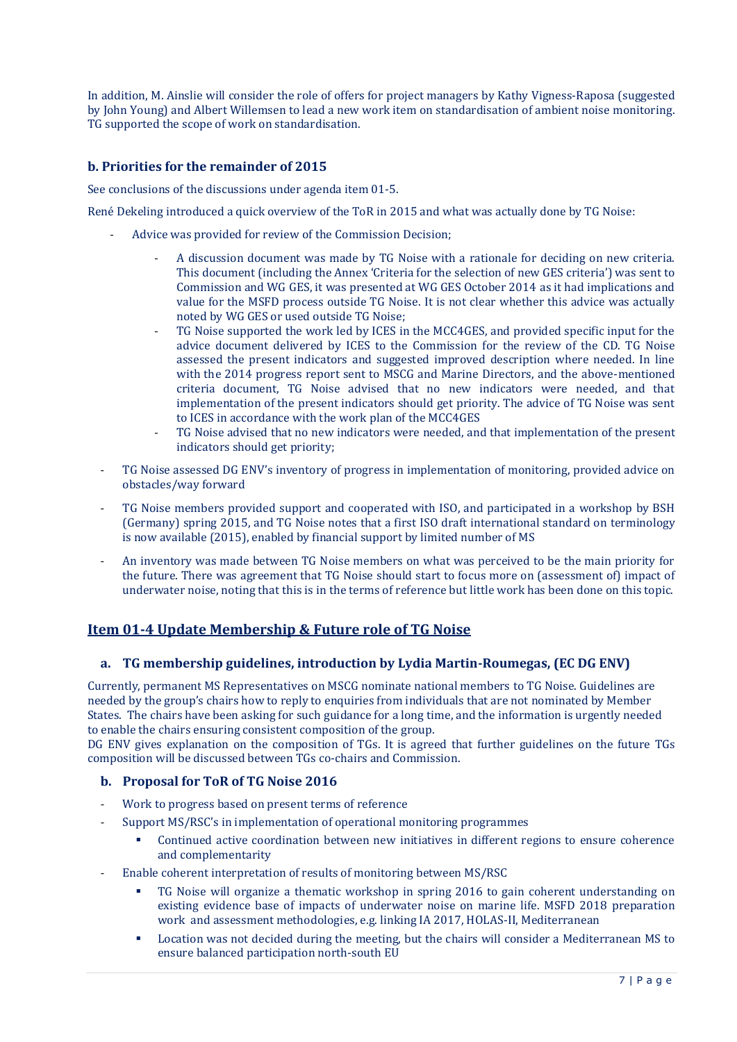In addition, M. Ainslie will consider the role of offers for project managers by Kathy Vigness-Raposa (suggested by John Young) and Albert Willemsen to lead a new work item on standardisation of ambient noise monitoring. TG supported the scope of work on standardisation.

### b. Priorities for the remainder of 2015

See conclusions of the discussions under agenda item 01-5.

René Dekeling introduced a quick overview of the ToR in 2015 and what was actually done by TG Noise:

- Advice was provided for review of the Commission Decision;
    - A discussion document was made by TG Noise with a rationale for deciding on new criteria. This document (including the Annex 'Criteria for the selection of new GES criteria') was sent to Commission and WG GES, it was presented at WG GES October 2014 as it had implications and value for the MSFD process outside TG Noise. It is not clear whether this advice was actually noted by WG GES or used outside TG Noise;
    - TG Noise supported the work led by ICES in the MCC4GES, and provided specific input for the advice document delivered by ICES to the Commission for the review of the CD. TG Noise assessed the present indicators and suggested improved description where needed. In line with the 2014 progress report sent to MSCG and Marine Directors, and the above-mentioned criteria document, TG Noise advised that no new indicators were needed, and that implementation of the present indicators should get priority. The advice of TG Noise was sent to ICES in accordance with the work plan of the MCC4GES
    - TG Noise advised that no new indicators were needed, and that implementation of the present indicators should get priority;
- TG Noise assessed DG ENV's inventory of progress in implementation of monitoring, provided advice on obstacles/way forward
- TG Noise members provided support and cooperated with ISO, and participated in a workshop by BSH (Germany) spring 2015, and TG Noise notes that a first ISO draft international standard on terminology is now available (2015), enabled by financial support by limited number of MS
- An inventory was made between TG Noise members on what was perceived to be the main priority for the future. There was agreement that TG Noise should start to focus more on (assessment of) impact of underwater noise, noting that this is in the terms of reference but little work has been done on this topic.

## Item 01-4 Update Membership & Future role of TG Noise

### a. TG membership guidelines, introduction by Lydia Martin-Roumegas, (EC DG ENV)

Currently, permanent MS Representatives on MSCG nominate national members to TG Noise. Guidelines are needed by the group's chairs how to reply to enquiries from individuals that are not nominated by Member States. The chairs have been asking for such guidance for a long time, and the information is urgently needed to enable the chairs ensuring consistent composition of the group.

DG ENV gives explanation on the composition of TGs. It is agreed that further guidelines on the future TGs composition will be discussed between TGs co-chairs and Commission.

### b. Proposal for ToR of TG Noise 2016

- Work to progress based on present terms of reference
- Support MS/RSC's in implementation of operational monitoring programmes
    - Continued active coordination between new initiatives in different regions to ensure coherence and complementarity
- Enable coherent interpretation of results of monitoring between MS/RSC
    - TG Noise will organize a thematic workshop in spring 2016 to gain coherent understanding on existing evidence base of impacts of underwater noise on marine life. MSFD 2018 preparation work and assessment methodologies, e.g. linking IA 2017, HOLAS-II, Mediterranean
    - Location was not decided during the meeting, but the chairs will consider a Mediterranean MS to ensure balanced participation north-south EU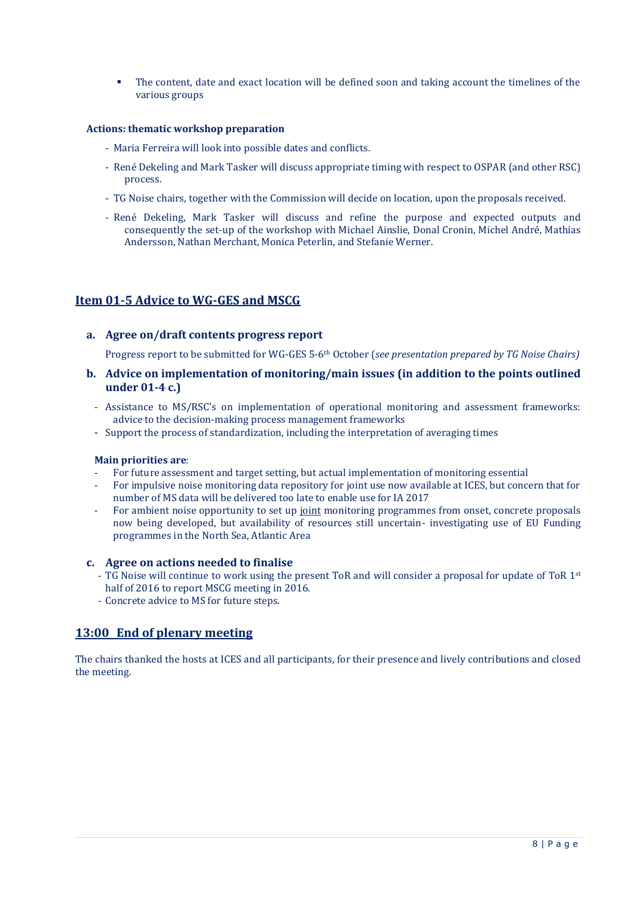- The content, date and exact location will be defined soon and taking account the timelines of the various groups

**Actions: thematic workshop preparation**

- Maria Ferreira will look into possible dates and conflicts.
- René Dekeling and Mark Tasker will discuss appropriate timing with respect to OSPAR (and other RSC) process.
- TG Noise chairs, together with the Commission will decide on location, upon the proposals received.
- René Dekeling, Mark Tasker will discuss and refine the purpose and expected outputs and consequently the set-up of the workshop with Michael Ainslie, Donal Cronin, Michel André, Mathias Andersson, Nathan Merchant, Monica Peterlin, and Stefanie Werner.

## Item 01-5 Advice to WG-GES and MSCG

### a. Agree on/draft contents progress report

Progress report to be submitted for WG-GES 5-6th October (*see presentation prepared by TG Noise Chairs)*

### b. Advice on implementation of monitoring/main issues (in addition to the points outlined under 01-4 c.)

- Assistance to MS/RSC's on implementation of operational monitoring and assessment frameworks: advice to the decision-making process management frameworks
- Support the process of standardization, including the interpretation of averaging times

**Main priorities are**:

- For future assessment and target setting, but actual implementation of monitoring essential
- For impulsive noise monitoring data repository for joint use now available at ICES, but concern that for number of MS data will be delivered too late to enable use for IA 2017
- For ambient noise opportunity to set up joint monitoring programmes from onset, concrete proposals now being developed, but availability of resources still uncertain- investigating use of EU Funding programmes in the North Sea, Atlantic Area

### c. Agree on actions needed to finalise

- TG Noise will continue to work using the present ToR and will consider a proposal for update of ToR 1st half of 2016 to report MSCG meeting in 2016.
- Concrete advice to MS for future steps.

## 13:00 End of plenary meeting

The chairs thanked the hosts at ICES and all participants, for their presence and lively contributions and closed the meeting.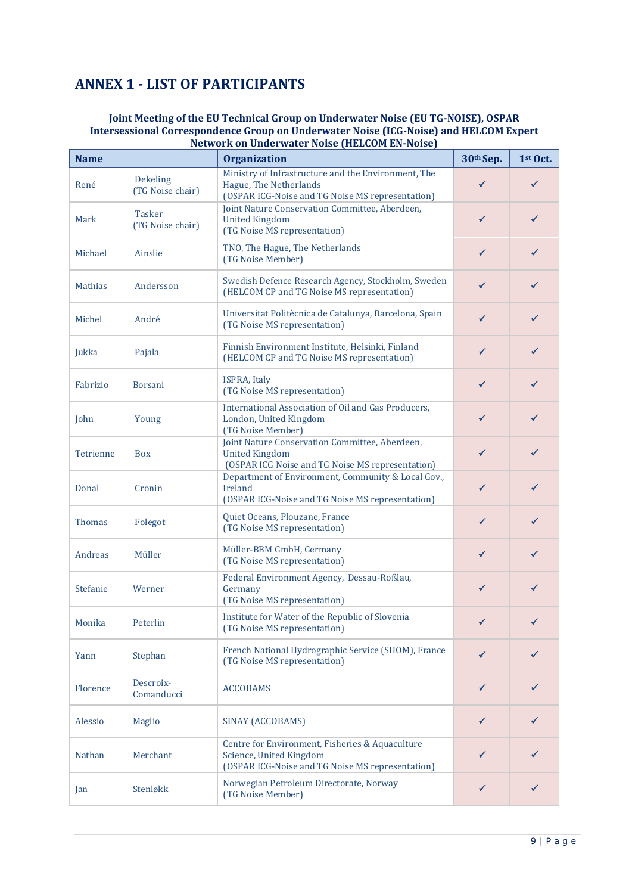# ANNEX 1 - LIST OF PARTICIPANTS

**Joint Meeting of the EU Technical Group on Underwater Noise (EU TG-NOISE), OSPAR Intersessional Correspondence Group on Underwater Noise (ICG-Noise) and HELCOM Expert Network on Underwater Noise (HELCOM EN-Noise)**

| Name | | Organization | 30th Sep. | 1st Oct. |
|---|---|---|---|---|
| René | Dekeling (TG Noise chair) | Ministry of Infrastructure and the Environment, The Hague, The Netherlands (OSPAR ICG-Noise and TG Noise MS representation) | ✓ | ✓ |
| Mark | Tasker (TG Noise chair) | Joint Nature Conservation Committee, Aberdeen, United Kingdom (TG Noise MS representation) | ✓ | ✓ |
| Michael | Ainslie | TNO, The Hague, The Netherlands (TG Noise Member) | ✓ | ✓ |
| Mathias | Andersson | Swedish Defence Research Agency, Stockholm, Sweden (HELCOM CP and TG Noise MS representation) | ✓ | ✓ |
| Michel | André | Universitat Politècnica de Catalunya, Barcelona, Spain (TG Noise MS representation) | ✓ | ✓ |
| Jukka | Pajala | Finnish Environment Institute, Helsinki, Finland (HELCOM CP and TG Noise MS representation) | ✓ | ✓ |
| Fabrizio | Borsani | ISPRA, Italy (TG Noise MS representation) | ✓ | ✓ |
| John | Young | International Association of Oil and Gas Producers, London, United Kingdom (TG Noise Member) | ✓ | ✓ |
| Tetrienne | Box | Joint Nature Conservation Committee, Aberdeen, United Kingdom (OSPAR ICG Noise and TG Noise MS representation) | ✓ | ✓ |
| Donal | Cronin | Department of Environment, Community & Local Gov., Ireland (OSPAR ICG-Noise and TG Noise MS representation) | ✓ | ✓ |
| Thomas | Folegot | Quiet Oceans, Plouzane, France (TG Noise MS representation) | ✓ | ✓ |
| Andreas | Müller | Müller-BBM GmbH, Germany (TG Noise MS representation) | ✓ | ✓ |
| Stefanie | Werner | Federal Environment Agency, Dessau-Roßlau, Germany (TG Noise MS representation) | ✓ | ✓ |
| Monika | Peterlin | Institute for Water of the Republic of Slovenia (TG Noise MS representation) | ✓ | ✓ |
| Yann | Stephan | French National Hydrographic Service (SHOM), France (TG Noise MS representation) | ✓ | ✓ |
| Florence | Descroix-Comanducci | ACCOBAMS | ✓ | ✓ |
| Alessio | Maglio | SINAY (ACCOBAMS) | ✓ | ✓ |
| Nathan | Merchant | Centre for Environment, Fisheries & Aquaculture Science, United Kingdom (OSPAR ICG-Noise and TG Noise MS representation) | ✓ | ✓ |
| Jan | Stenløkk | Norwegian Petroleum Directorate, Norway (TG Noise Member) | ✓ | ✓ |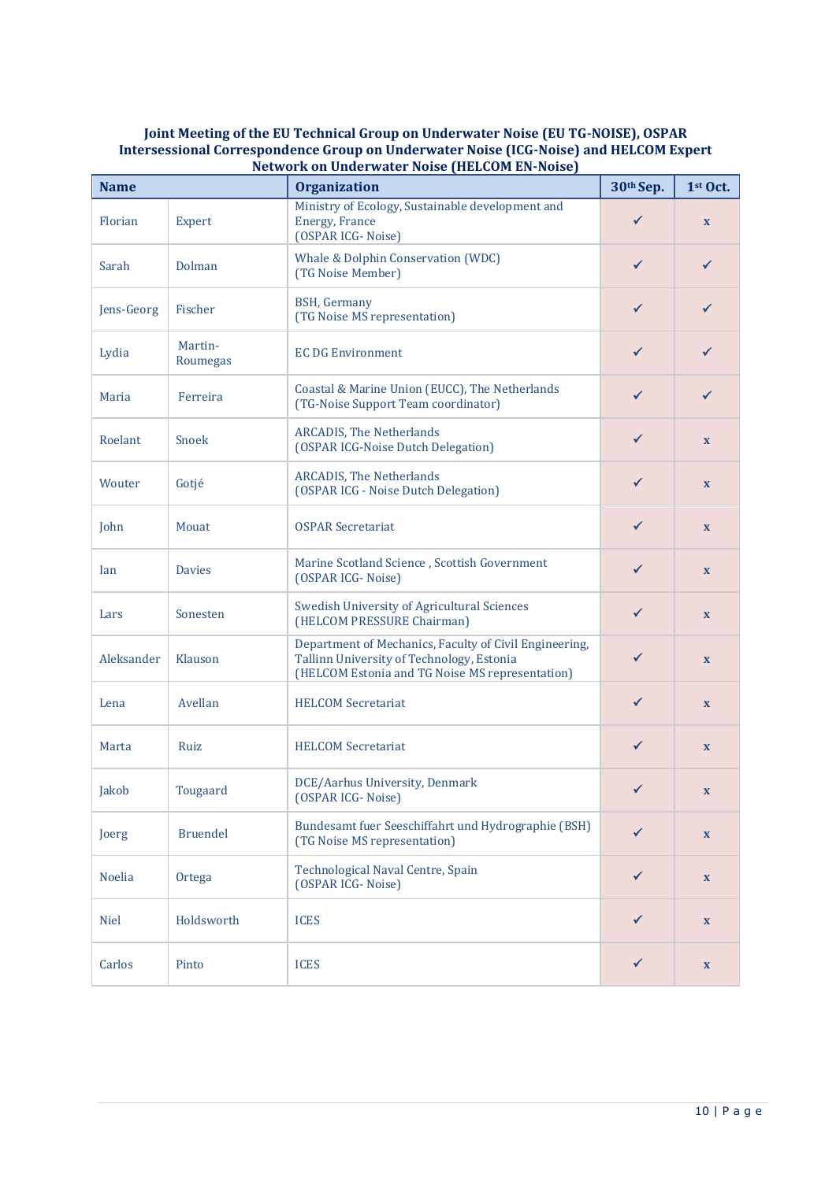**Joint Meeting of the EU Technical Group on Underwater Noise (EU TG-NOISE), OSPAR Intersessional Correspondence Group on Underwater Noise (ICG-Noise) and HELCOM Expert Network on Underwater Noise (HELCOM EN-Noise)**

| Name | | Organization | 30th Sep. | 1st Oct. |
|---|---|---|---|---|
| Florian | Expert | Ministry of Ecology, Sustainable development and Energy, France (OSPAR ICG- Noise) | ✓ | x |
| Sarah | Dolman | Whale & Dolphin Conservation (WDC) (TG Noise Member) | ✓ | ✓ |
| Jens-Georg | Fischer | BSH, Germany (TG Noise MS representation) | ✓ | ✓ |
| Lydia | Martin-Roumegas | EC DG Environment | ✓ | ✓ |
| Maria | Ferreira | Coastal & Marine Union (EUCC), The Netherlands (TG-Noise Support Team coordinator) | ✓ | ✓ |
| Roelant | Snoek | ARCADIS, The Netherlands (OSPAR ICG-Noise Dutch Delegation) | ✓ | x |
| Wouter | Gotjé | ARCADIS, The Netherlands (OSPAR ICG - Noise Dutch Delegation) | ✓ | x |
| John | Mouat | OSPAR Secretariat | ✓ | x |
| Ian | Davies | Marine Scotland Science , Scottish Government (OSPAR ICG- Noise) | ✓ | x |
| Lars | Sonesten | Swedish University of Agricultural Sciences (HELCOM PRESSURE Chairman) | ✓ | x |
| Aleksander | Klauson | Department of Mechanics, Faculty of Civil Engineering, Tallinn University of Technology, Estonia (HELCOM Estonia and TG Noise MS representation) | ✓ | x |
| Lena | Avellan | HELCOM Secretariat | ✓ | x |
| Marta | Ruiz | HELCOM Secretariat | ✓ | x |
| Jakob | Tougaard | DCE/Aarhus University, Denmark (OSPAR ICG- Noise) | ✓ | x |
| Joerg | Bruendel | Bundesamt fuer Seeschiffahrt und Hydrographie (BSH) (TG Noise MS representation) | ✓ | x |
| Noelia | Ortega | Technological Naval Centre, Spain (OSPAR ICG- Noise) | ✓ | x |
| Niel | Holdsworth | ICES | ✓ | x |
| Carlos | Pinto | ICES | ✓ | x |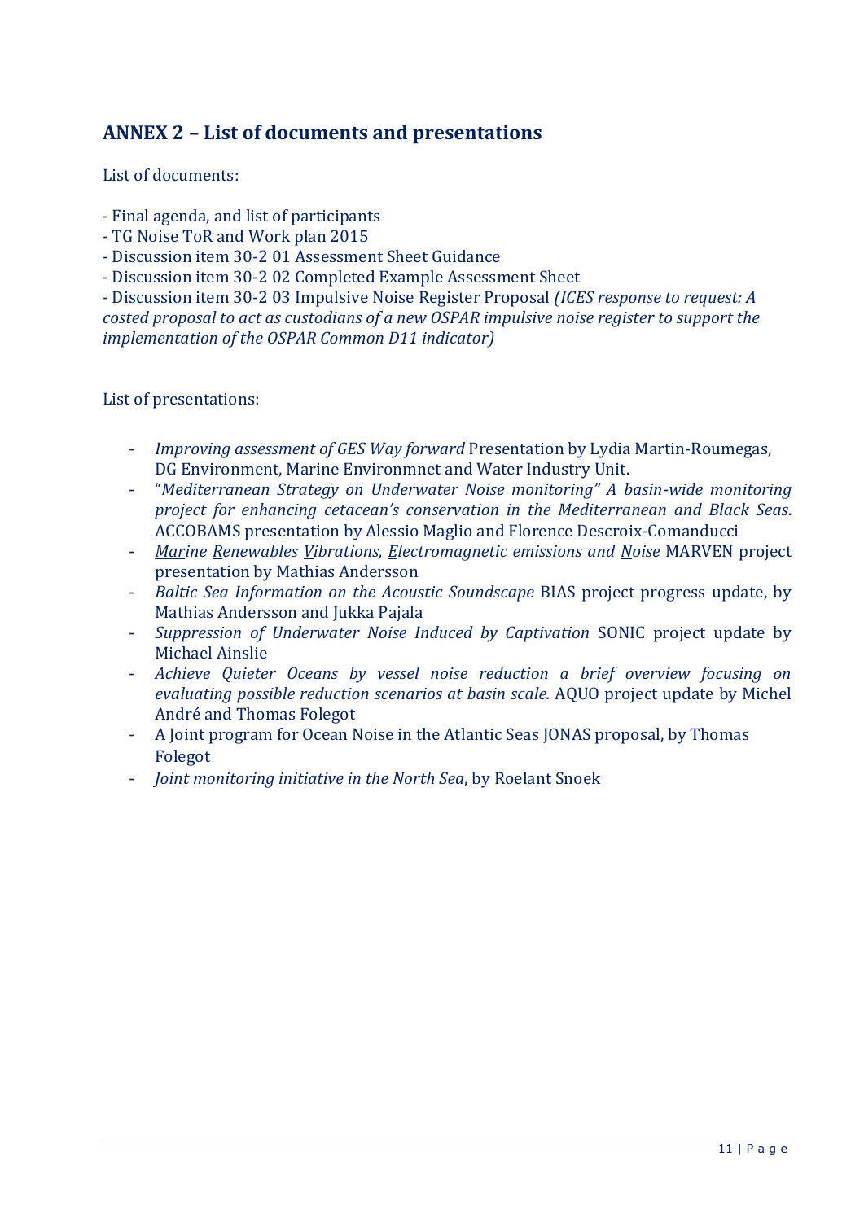## ANNEX 2 – List of documents and presentations

List of documents:

- Final agenda, and list of participants
- TG Noise ToR and Work plan 2015
- Discussion item 30-2 01 Assessment Sheet Guidance
- Discussion item 30-2 02 Completed Example Assessment Sheet
- Discussion item 30-2 03 Impulsive Noise Register Proposal *(ICES response to request: A costed proposal to act as custodians of a new OSPAR impulsive noise register to support the implementation of the OSPAR Common D11 indicator)*

List of presentations:

- *Improving assessment of GES Way forward* Presentation by Lydia Martin-Roumegas, DG Environment, Marine Environmnet and Water Industry Unit.
- "*Mediterranean Strategy on Underwater Noise monitoring" A basin-wide monitoring project for enhancing cetacean's conservation in the Mediterranean and Black Seas*. ACCOBAMS presentation by Alessio Maglio and Florence Descroix-Comanducci
- *Marine Renewables Vibrations, Electromagnetic emissions and Noise* MARVEN project presentation by Mathias Andersson
- *Baltic Sea Information on the Acoustic Soundscape* BIAS project progress update, by Mathias Andersson and Jukka Pajala
- *Suppression of Underwater Noise Induced by Captivation* SONIC project update by Michael Ainslie
- *Achieve Quieter Oceans by vessel noise reduction a brief overview focusing on evaluating possible reduction scenarios at basin scale.* AQUO project update by Michel André and Thomas Folegot
- A Joint program for Ocean Noise in the Atlantic Seas JONAS proposal, by Thomas Folegot
- *Joint monitoring initiative in the North Sea*, by Roelant Snoek